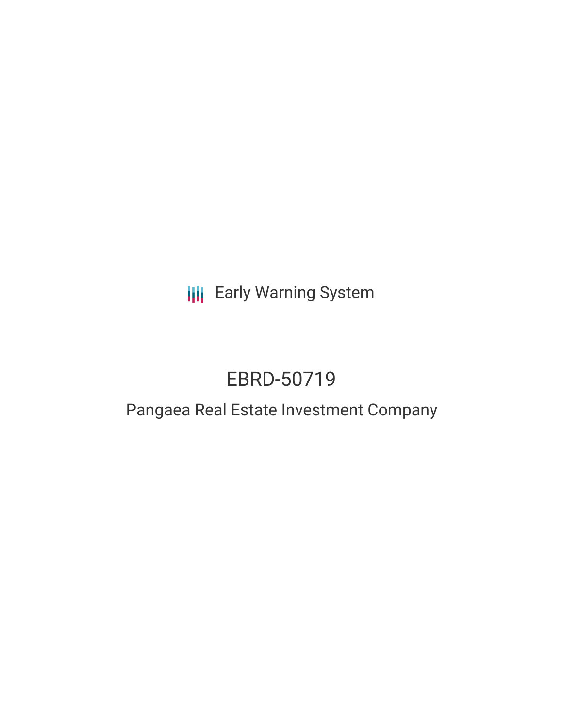Early Warning System

# EBRD-50719

## Pangaea Real Estate Investment Company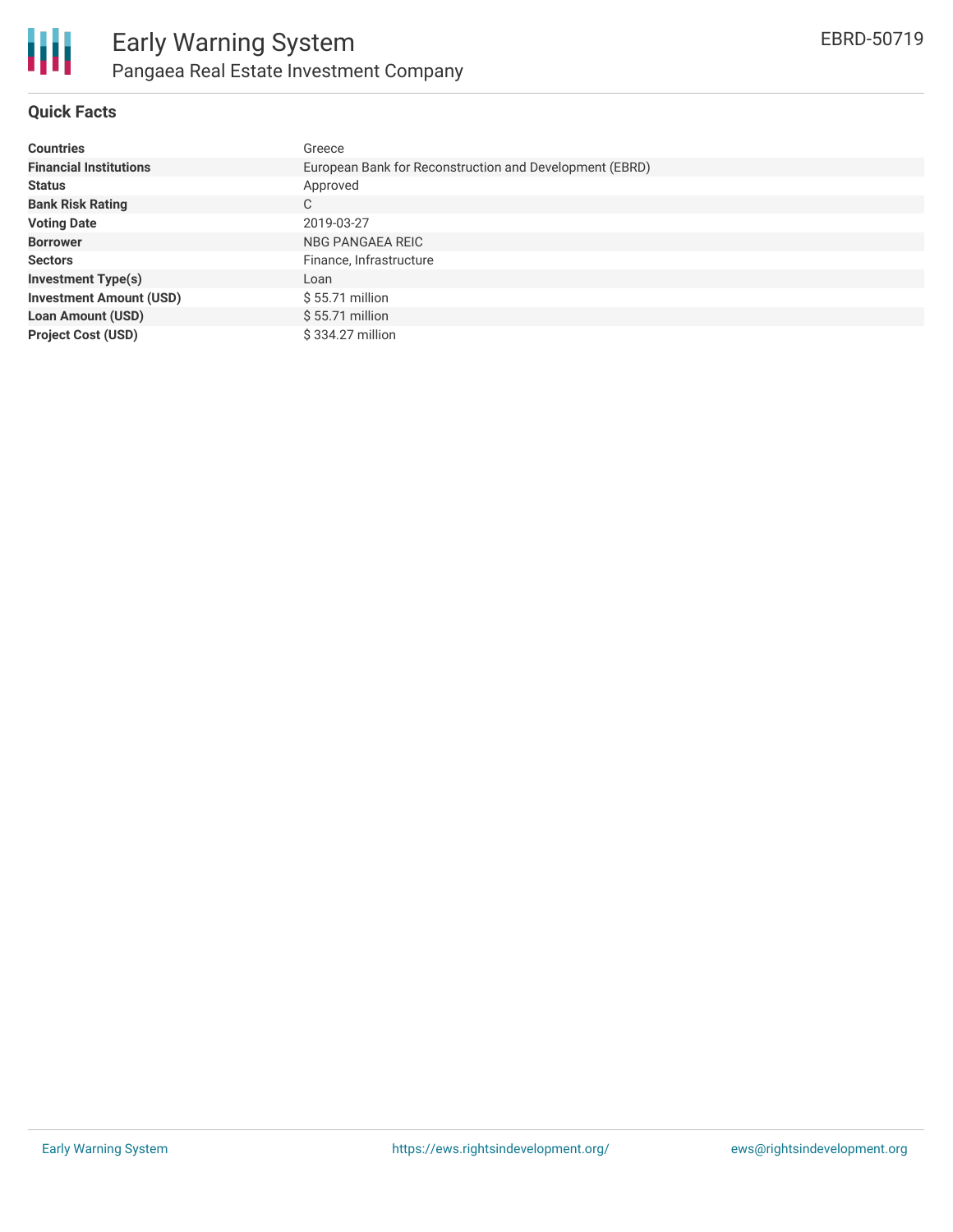# Early Warning System

## Pangaea Real Estate Investment Company

EBRD-50719

### Quick Facts

| | |
|---|---|
| **Countries** | Greece |
| **Financial Institutions** | European Bank for Reconstruction and Development (EBRD) |
| **Status** | Approved |
| **Bank Risk Rating** | C |
| **Voting Date** | 2019-03-27 |
| **Borrower** | NBG PANGAEA REIC |
| **Sectors** | Finance, Infrastructure |
| **Investment Type(s)** | Loan |
| **Investment Amount (USD)** | $ 55.71 million |
| **Loan Amount (USD)** | $ 55.71 million |
| **Project Cost (USD)** | $ 334.27 million |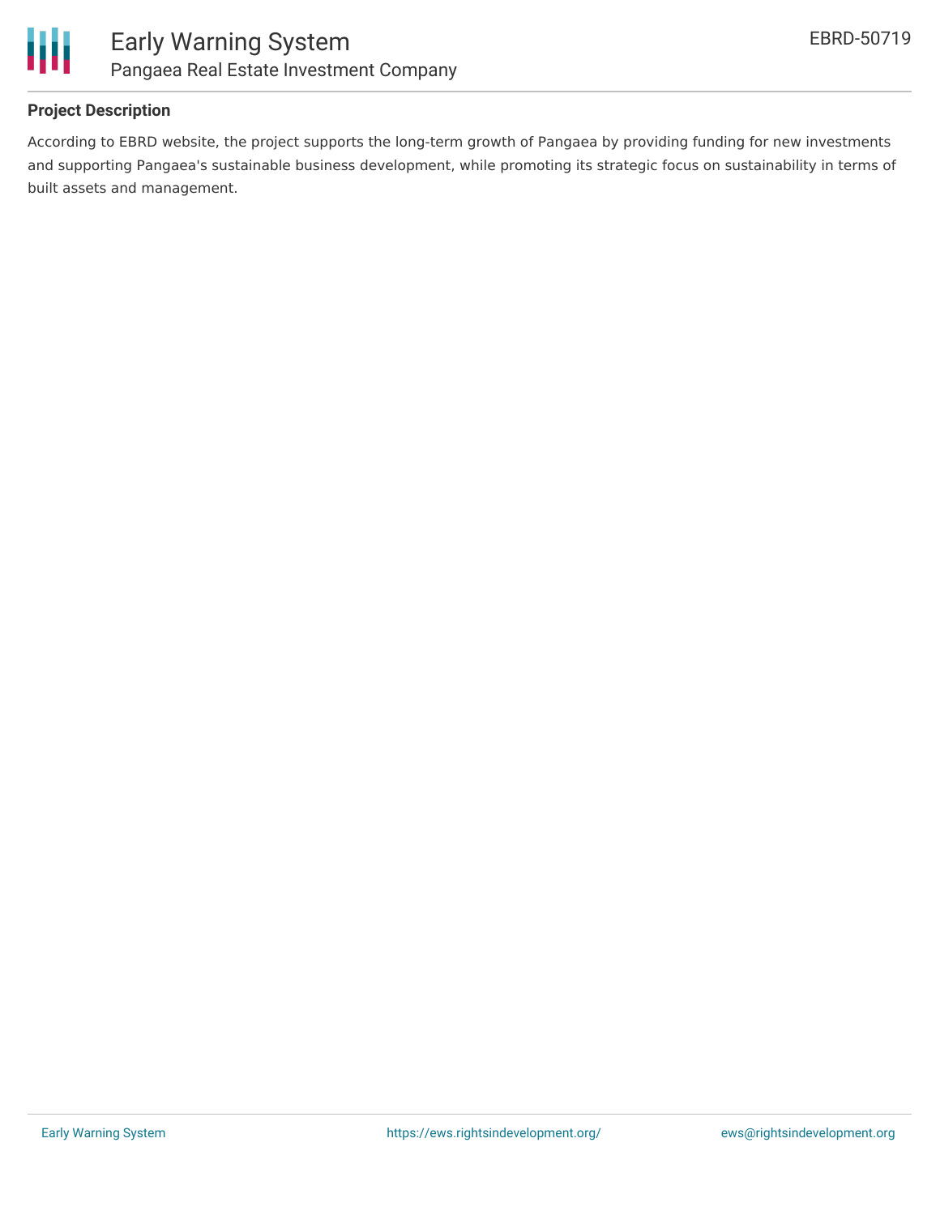### Project Description

According to EBRD website, the project supports the long-term growth of Pangaea by providing funding for new investments and supporting Pangaea's sustainable business development, while promoting its strategic focus on sustainability in terms of built assets and management.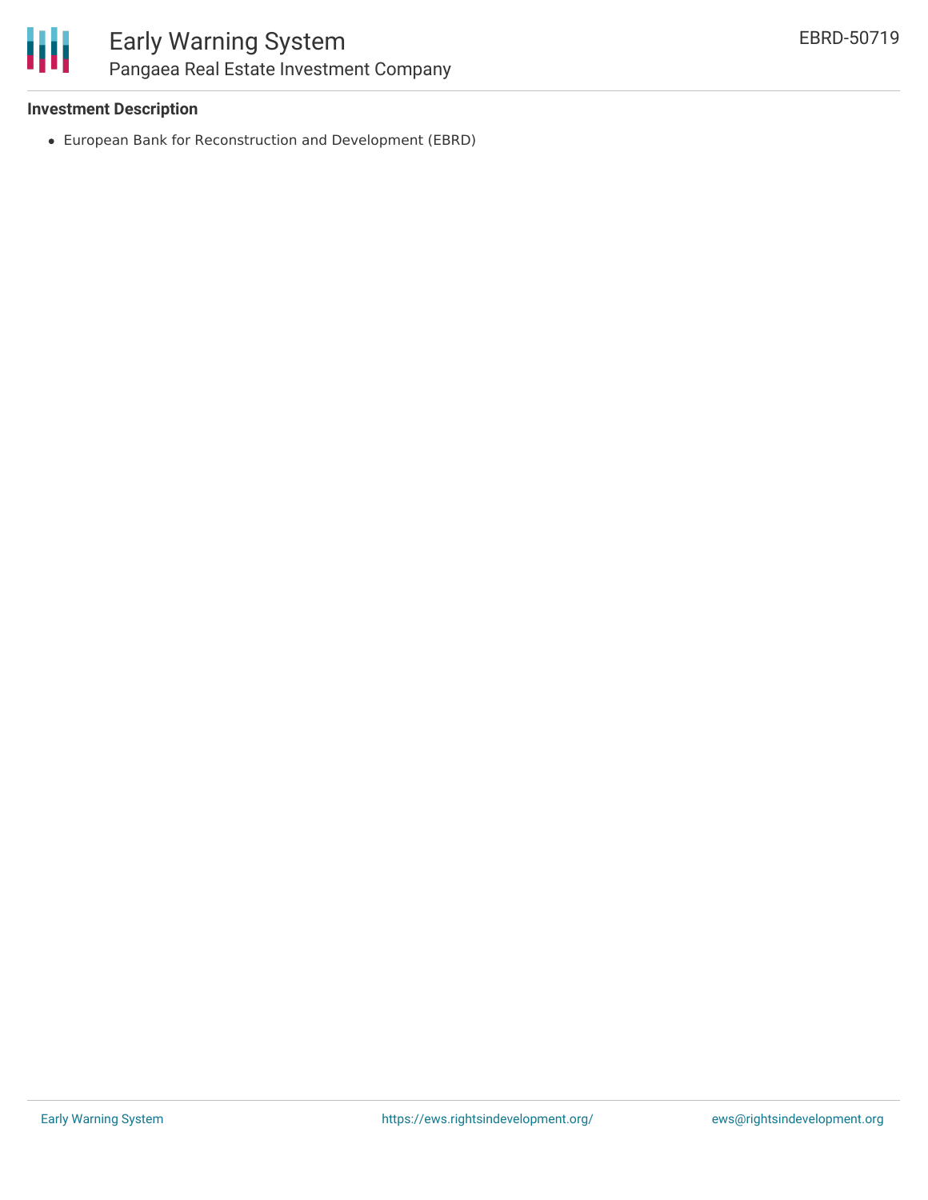**Investment Description**

- European Bank for Reconstruction and Development (EBRD)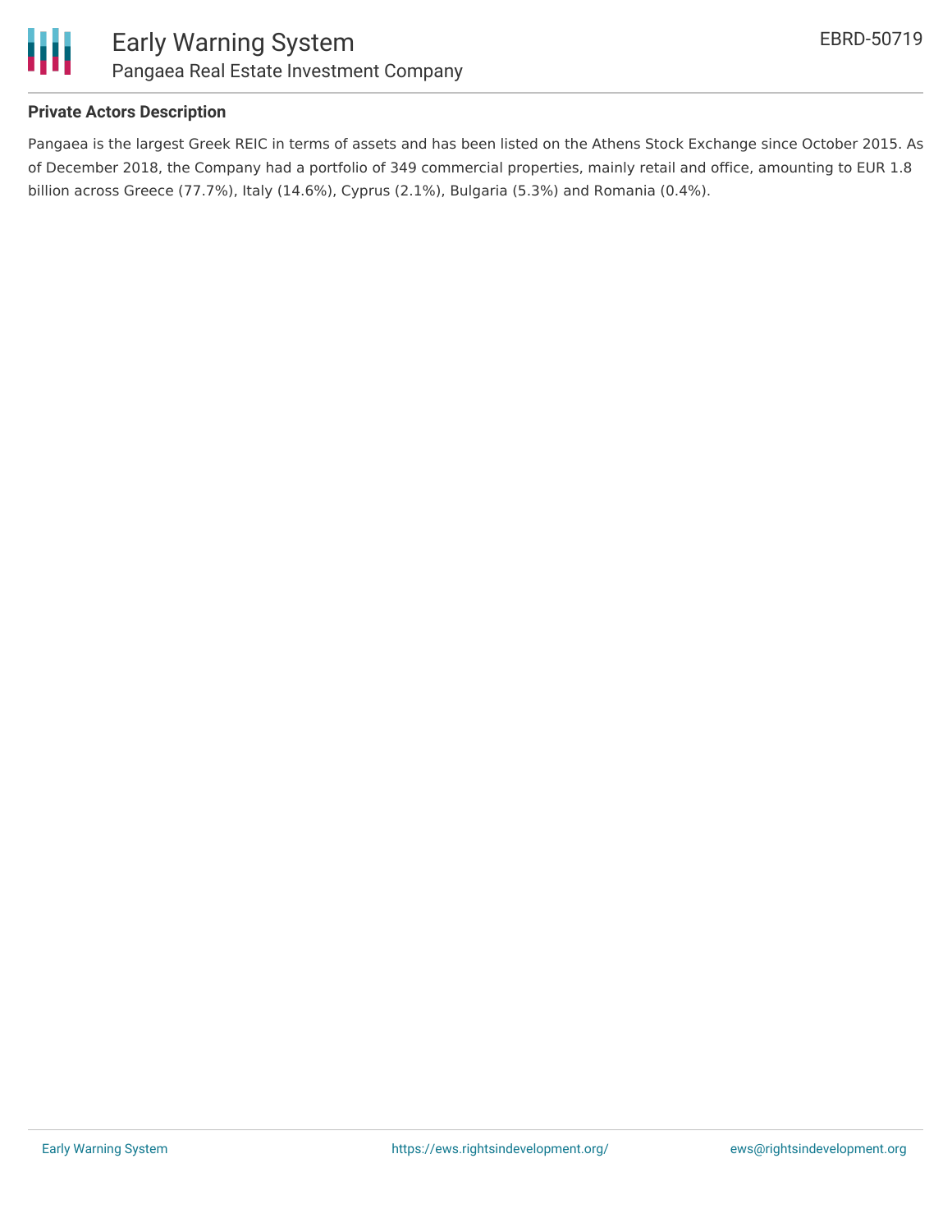**Private Actors Description**

Pangaea is the largest Greek REIC in terms of assets and has been listed on the Athens Stock Exchange since October 2015. As of December 2018, the Company had a portfolio of 349 commercial properties, mainly retail and office, amounting to EUR 1.8 billion across Greece (77.7%), Italy (14.6%), Cyprus (2.1%), Bulgaria (5.3%) and Romania (0.4%).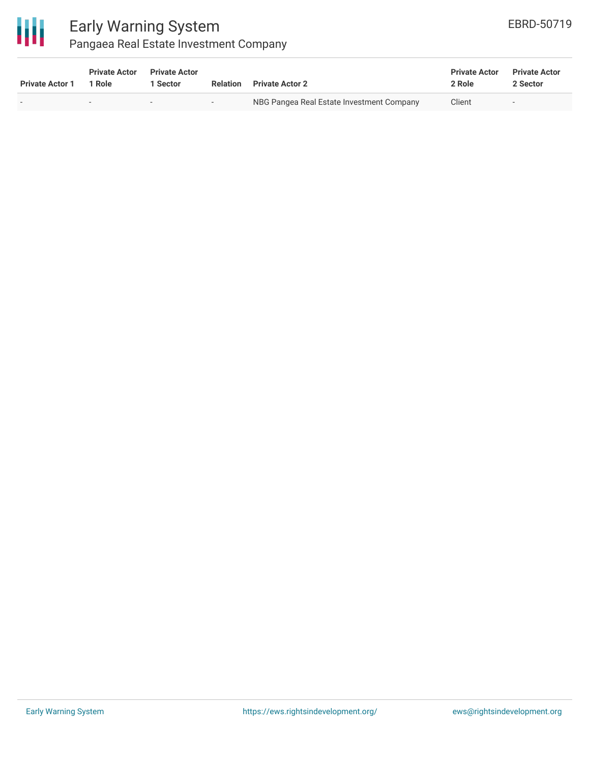| Private Actor 1 | Private Actor 1 Role | Private Actor 1 Sector | Relation | Private Actor 2 | Private Actor 2 Role | Private Actor 2 Sector |
|---|---|---|---|---|---|---|
| - | - | - | - | NBG Pangea Real Estate Investment Company | Client | - |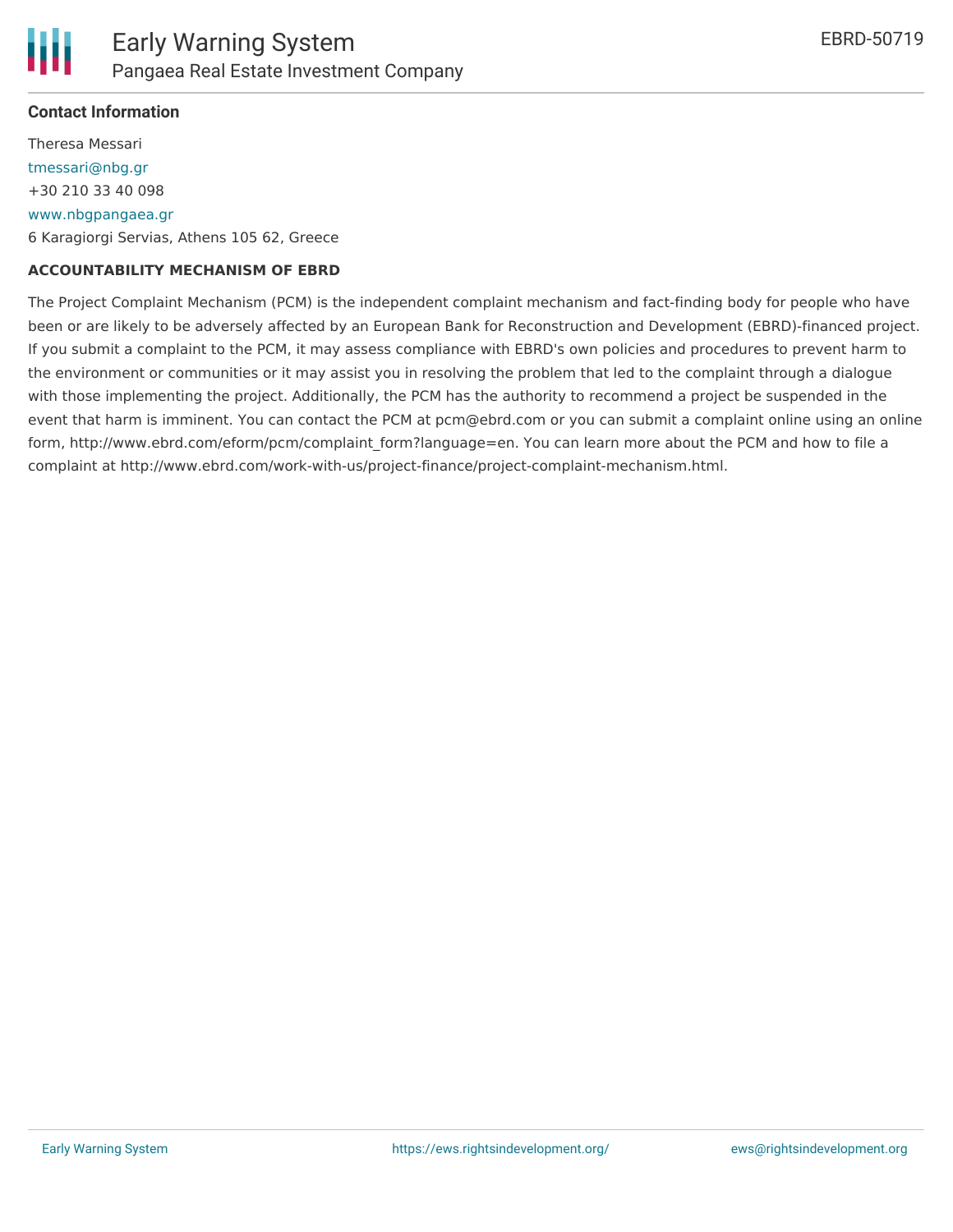**Contact Information**

Theresa Messari

tmessari@nbg.gr

+30 210 33 40 098

www.nbgpangaea.gr

6 Karagiorgi Servias, Athens 105 62, Greece

**ACCOUNTABILITY MECHANISM OF EBRD**

The Project Complaint Mechanism (PCM) is the independent complaint mechanism and fact-finding body for people who have been or are likely to be adversely affected by an European Bank for Reconstruction and Development (EBRD)-financed project. If you submit a complaint to the PCM, it may assess compliance with EBRD's own policies and procedures to prevent harm to the environment or communities or it may assist you in resolving the problem that led to the complaint through a dialogue with those implementing the project. Additionally, the PCM has the authority to recommend a project be suspended in the event that harm is imminent. You can contact the PCM at pcm@ebrd.com or you can submit a complaint online using an online form, http://www.ebrd.com/eform/pcm/complaint_form?language=en. You can learn more about the PCM and how to file a complaint at http://www.ebrd.com/work-with-us/project-finance/project-complaint-mechanism.html.